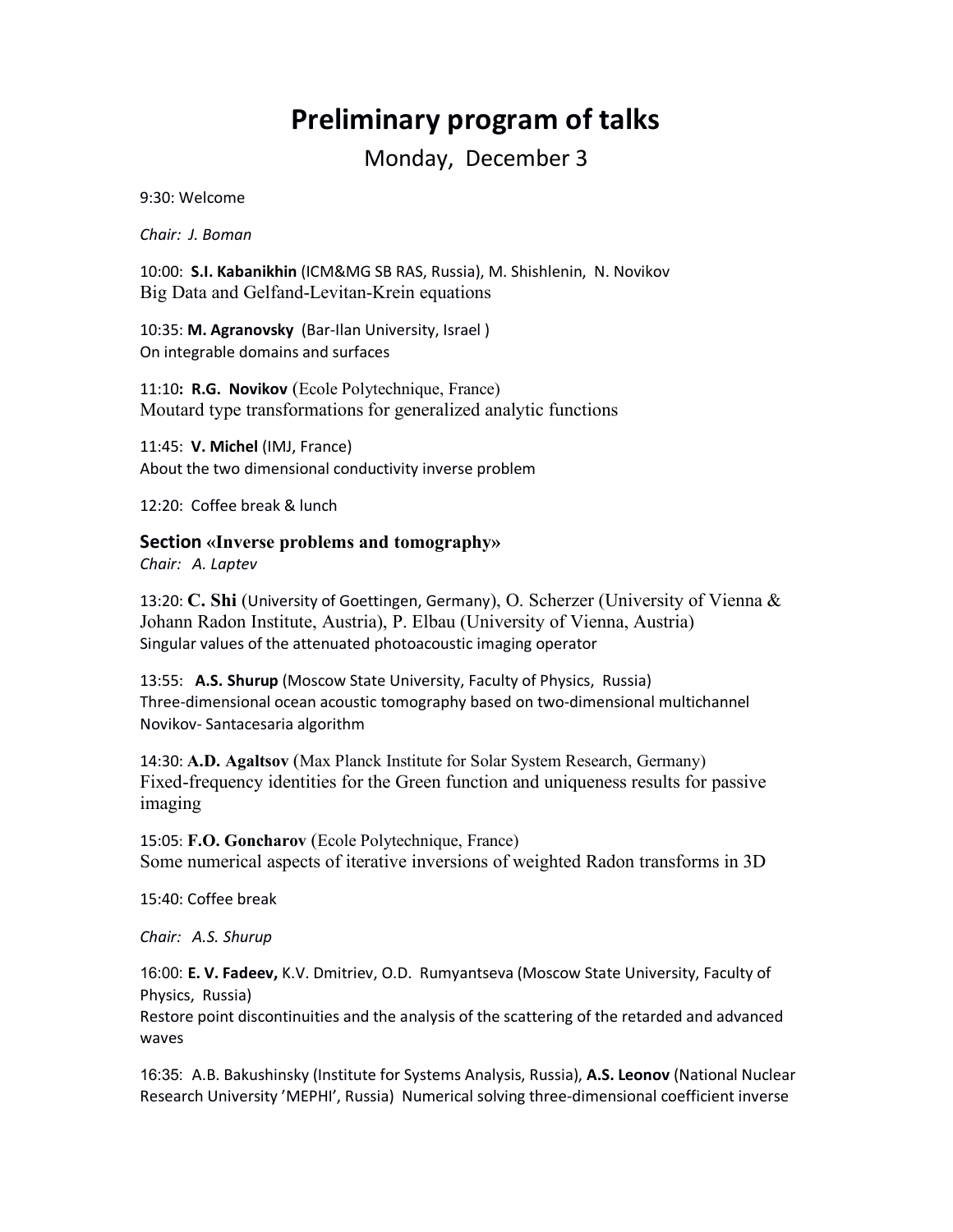# Preliminary program of talks

## Monday, December 3

9:30: Welcome

*Chair: J. Boman*

10:00: **S.I. Kabanikhin** (ICM&MG SB RAS, Russia), M. Shishlenin, N. Novikov
Big Data and Gelfand-Levitan-Krein equations

10:35: **M. Agranovsky** (Bar-Ilan University, Israel )
On integrable domains and surfaces

11:10**: R.G. Novikov** (Ecole Polytechnique, France)
Moutard type transformations for generalized analytic functions

11:45: **V. Michel** (IMJ, France)
About the two dimensional conductivity inverse problem

12:20: Coffee break & lunch

### Section «Inverse problems and tomography»

*Chair: A. Laptev*

13:20: **C. Shi** (University of Goettingen, Germany), O. Scherzer (University of Vienna & Johann Radon Institute, Austria), P. Elbau (University of Vienna, Austria)
Singular values of the attenuated photoacoustic imaging operator

13:55: **A.S. Shurup** (Moscow State University, Faculty of Physics, Russia)
Three-dimensional ocean acoustic tomography based on two-dimensional multichannel Novikov- Santacesaria algorithm

14:30: **A.D. Agaltsov** (Max Planck Institute for Solar System Research, Germany)
Fixed-frequency identities for the Green function and uniqueness results for passive imaging

15:05: **F.O. Goncharov** (Ecole Polytechnique, France)
Some numerical aspects of iterative inversions of weighted Radon transforms in 3D

15:40: Coffee break

*Chair: A.S. Shurup*

16:00: **E. V. Fadeev,** K.V. Dmitriev, O.D. Rumyantseva (Moscow State University, Faculty of Physics, Russia)
Restore point discontinuities and the analysis of the scattering of the retarded and advanced waves

16:35: A.B. Bakushinsky (Institute for Systems Analysis, Russia), **A.S. Leonov** (National Nuclear Research University 'MEPHI', Russia) Numerical solving three-dimensional coefficient inverse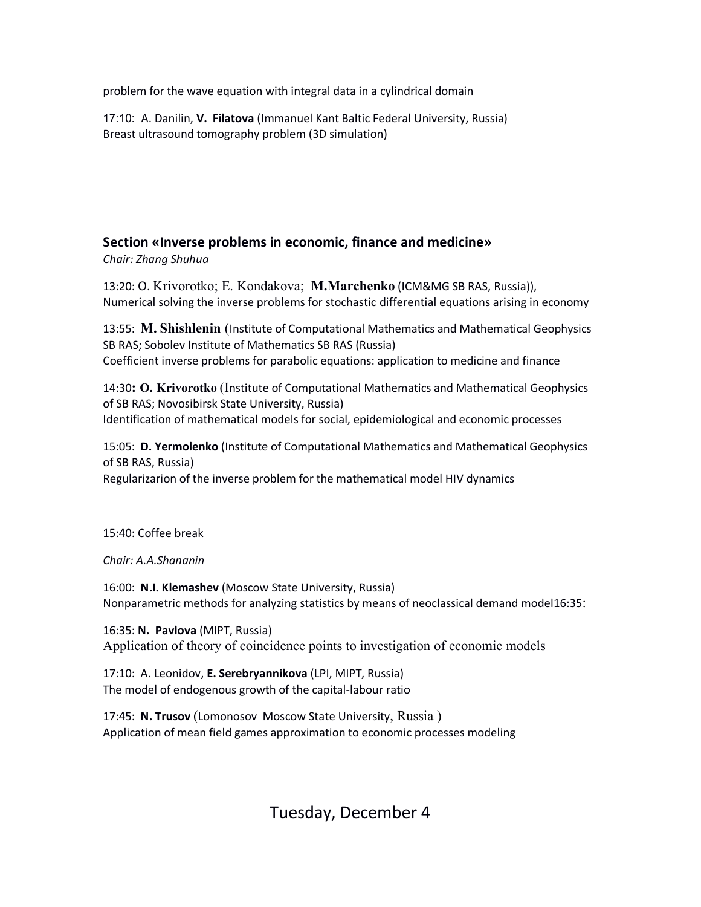problem for the wave equation with integral data in a cylindrical domain

17:10: A. Danilin, **V. Filatova** (Immanuel Kant Baltic Federal University, Russia)
Breast ultrasound tomography problem (3D simulation)

### Section «Inverse problems in economic, finance and medicine»

*Chair: Zhang Shuhua*

13:20: O. Krivorotko; E. Kondakova; **M.Marchenko** (ICM&MG SB RAS, Russia)),
Numerical solving the inverse problems for stochastic differential equations arising in economy

13:55: **M. Shishlenin** (Institute of Computational Mathematics and Mathematical Geophysics SB RAS; Sobolev Institute of Mathematics SB RAS (Russia)
Coefficient inverse problems for parabolic equations: application to medicine and finance

14:30**: O. Krivorotko** (Institute of Computational Mathematics and Mathematical Geophysics of SB RAS; Novosibirsk State University, Russia)
Identification of mathematical models for social, epidemiological and economic processes

15:05: **D. Yermolenko** (Institute of Computational Mathematics and Mathematical Geophysics of SB RAS, Russia)
Regularizarion of the inverse problem for the mathematical model HIV dynamics

15:40: Coffee break

*Chair: A.A.Shananin*

16:00: **N.I. Klemashev** (Moscow State University, Russia)
Nonparametric methods for analyzing statistics by means of neoclassical demand model16:35:

16:35: **N. Pavlova** (MIPT, Russia)
Application of theory of coincidence points to investigation of economic models

17:10: A. Leonidov, **E. Serebryannikova** (LPI, MIPT, Russia)
The model of endogenous growth of the capital-labour ratio

17:45: **N. Trusov** (Lomonosov Moscow State University, Russia )
Application of mean field games approximation to economic processes modeling

## Tuesday, December 4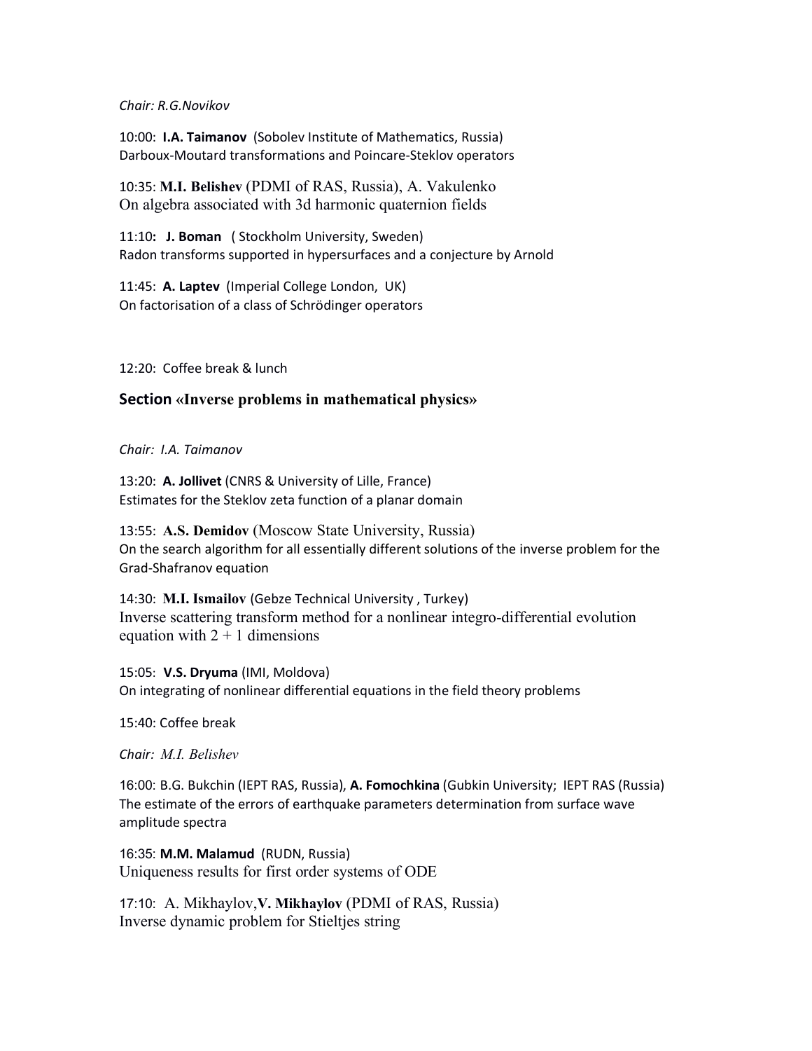*Chair: R.G.Novikov*

10:00: **I.A. Taimanov** (Sobolev Institute of Mathematics, Russia)
Darboux-Moutard transformations and Poincare-Steklov operators

10:35: **M.I. Belishev** (PDMI of RAS, Russia), A. Vakulenko
On algebra associated with 3d harmonic quaternion fields

11:10**:** **J. Boman** ( Stockholm University, Sweden)
Radon transforms supported in hypersurfaces and a conjecture by Arnold

11:45: **A. Laptev** (Imperial College London, UK)
On factorisation of a class of Schrödinger operators

12:20: Coffee break & lunch

### Section «Inverse problems in mathematical physics»

*Chair: I.A. Taimanov*

13:20: **A. Jollivet** (CNRS & University of Lille, France)
Estimates for the Steklov zeta function of a planar domain

13:55: **A.S. Demidov** (Moscow State University, Russia)
On the search algorithm for all essentially different solutions of the inverse problem for the Grad-Shafranov equation

14:30: **M.I. Ismailov** (Gebze Technical University , Turkey)
Inverse scattering transform method for a nonlinear integro-differential evolution equation with $2 + 1$ dimensions

15:05: **V.S. Dryuma** (IMI, Moldova)
On integrating of nonlinear differential equations in the field theory problems

15:40: Coffee break

*Chair: M.I. Belishev*

16:00: B.G. Bukchin (IEPT RAS, Russia), **A. Fomochkina** (Gubkin University; IEPT RAS (Russia)
The estimate of the errors of earthquake parameters determination from surface wave amplitude spectra

16:35: **M.M. Malamud** (RUDN, Russia)
Uniqueness results for first order systems of ODE

17:10: A. Mikhaylov,**V. Mikhaylov** (PDMI of RAS, Russia)
Inverse dynamic problem for Stieltjes string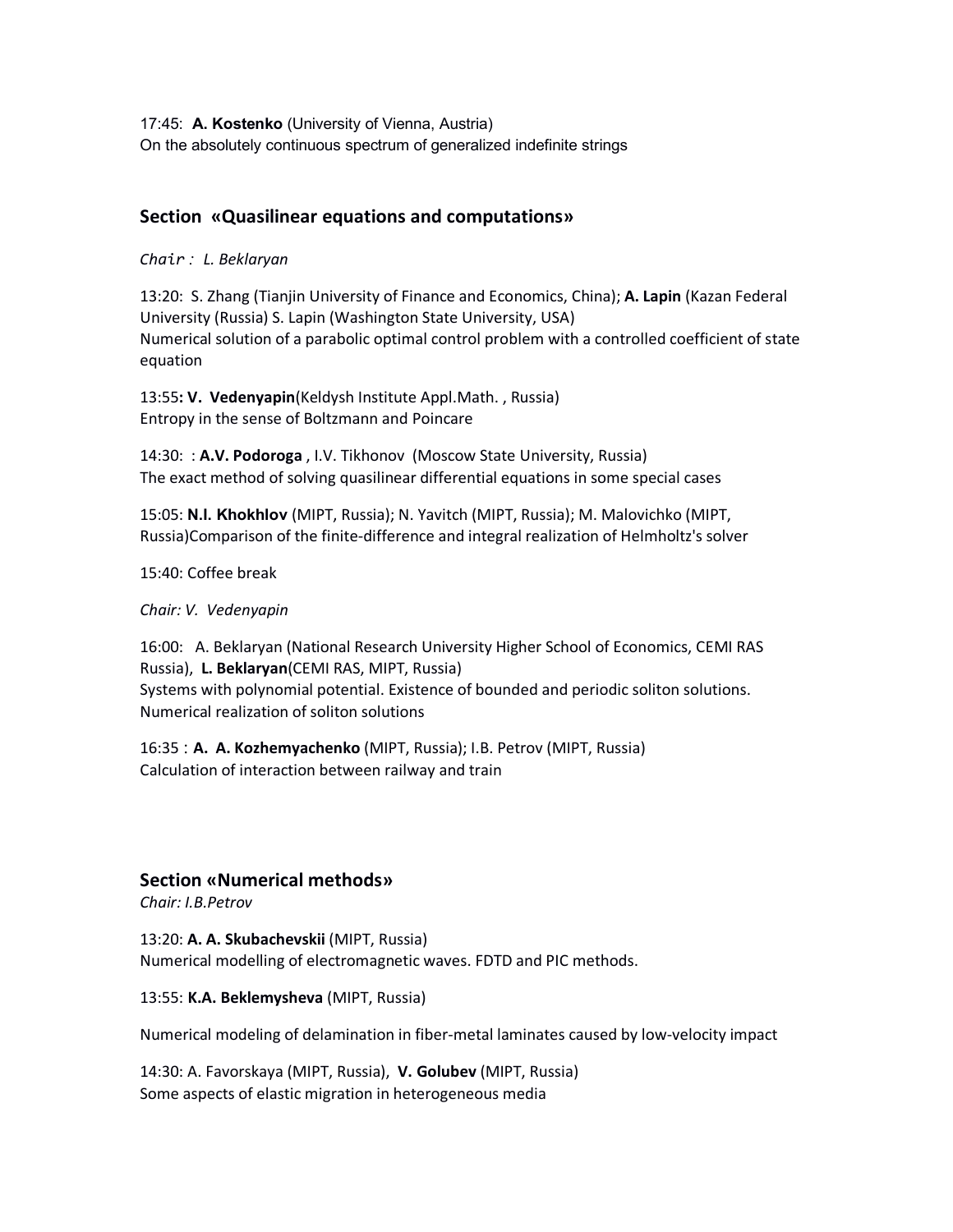17:45: **A. Kostenko** (University of Vienna, Austria)
On the absolutely continuous spectrum of generalized indefinite strings

## Section «Quasilinear equations and computations»

*Chair : L. Beklaryan*

13:20: S. Zhang (Tianjin University of Finance and Economics, China); **A. Lapin** (Kazan Federal University (Russia) S. Lapin (Washington State University, USA)
Numerical solution of a parabolic optimal control problem with a controlled coefficient of state equation

13:55**: V. Vedenyapin**(Keldysh Institute Appl.Math. , Russia)
Entropy in the sense of Boltzmann and Poincare

14:30: : **A.V. Podoroga** , I.V. Tikhonov (Moscow State University, Russia)
The exact method of solving quasilinear differential equations in some special cases

15:05: **N.I. Khokhlov** (MIPT, Russia); N. Yavitch (MIPT, Russia); M. Malovichko (MIPT, Russia)Comparison of the finite-difference and integral realization of Helmholtz's solver

15:40: Coffee break

*Chair: V. Vedenyapin*

16:00: A. Beklaryan (National Research University Higher School of Economics, CEMI RAS Russia), **L. Beklaryan**(CEMI RAS, MIPT, Russia)
Systems with polynomial potential. Existence of bounded and periodic soliton solutions. Numerical realization of soliton solutions

16:35 : **A. A. Kozhemyachenko** (MIPT, Russia); I.B. Petrov (MIPT, Russia)
Calculation of interaction between railway and train

## Section «Numerical methods»

*Chair: I.B.Petrov*

13:20: **A. A. Skubachevskii** (MIPT, Russia)
Numerical modelling of electromagnetic waves. FDTD and PIC methods.

13:55: **K.A. Beklemysheva** (MIPT, Russia)

Numerical modeling of delamination in fiber-metal laminates caused by low-velocity impact

14:30: A. Favorskaya (MIPT, Russia), **V. Golubev** (MIPT, Russia)
Some aspects of elastic migration in heterogeneous media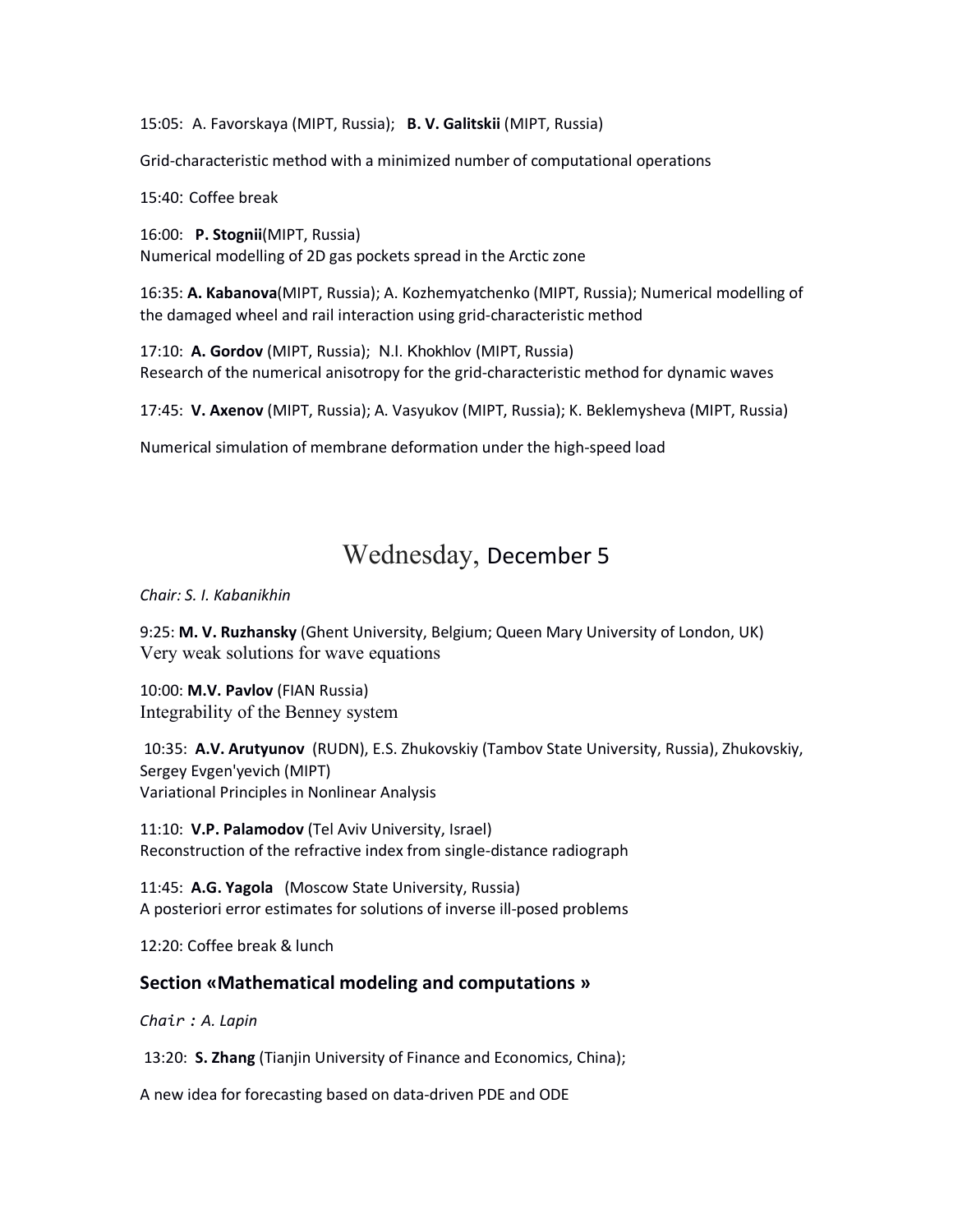15:05: A. Favorskaya (MIPT, Russia); **B. V. Galitskii** (MIPT, Russia)

Grid-characteristic method with a minimized number of computational operations

15:40: Coffee break

16:00: **P. Stognii**(MIPT, Russia)
Numerical modelling of 2D gas pockets spread in the Arctic zone

16:35: **A. Kabanova**(MIPT, Russia); A. Kozhemyatchenko (MIPT, Russia); Numerical modelling of the damaged wheel and rail interaction using grid-characteristic method

17:10: **A. Gordov** (MIPT, Russia); N.I. Khokhlov (MIPT, Russia)
Research of the numerical anisotropy for the grid-characteristic method for dynamic waves

17:45: **V. Axenov** (MIPT, Russia); A. Vasyukov (MIPT, Russia); K. Beklemysheva (MIPT, Russia)

Numerical simulation of membrane deformation under the high-speed load

# Wednesday, December 5

*Chair: S. I. Kabanikhin*

9:25: **M. V. Ruzhansky** (Ghent University, Belgium; Queen Mary University of London, UK)
Very weak solutions for wave equations

10:00: **M.V. Pavlov** (FIAN Russia)
Integrability of the Benney system

10:35: **A.V. Arutyunov** (RUDN), E.S. Zhukovskiy (Tambov State University, Russia), Zhukovskiy, Sergey Evgen'yevich (MIPT)
Variational Principles in Nonlinear Analysis

11:10: **V.P. Palamodov** (Tel Aviv University, Israel)
Reconstruction of the refractive index from single-distance radiograph

11:45: **A.G. Yagola** (Moscow State University, Russia)
A posteriori error estimates for solutions of inverse ill-posed problems

12:20: Coffee break & lunch

## Section «Mathematical modeling and computations »

*Chair : A. Lapin*

13:20: **S. Zhang** (Tianjin University of Finance and Economics, China);

A new idea for forecasting based on data-driven PDE and ODE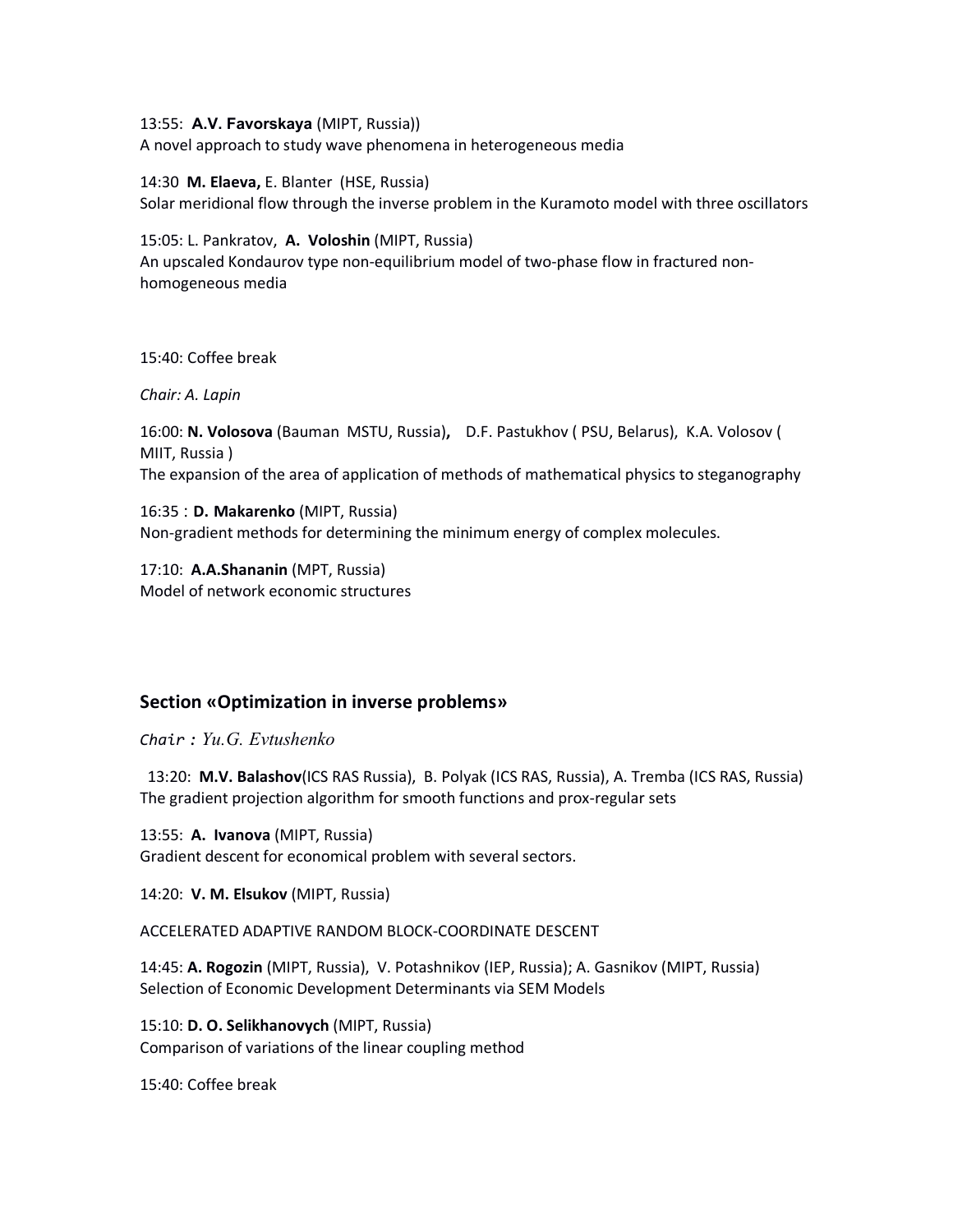13:55: **A.V. Favorskaya** (MIPT, Russia))
A novel approach to study wave phenomena in heterogeneous media

14:30 **M. Elaeva,** E. Blanter (HSE, Russia)
Solar meridional flow through the inverse problem in the Kuramoto model with three oscillators

15:05: L. Pankratov, **A. Voloshin** (MIPT, Russia)
An upscaled Kondaurov type non-equilibrium model of two-phase flow in fractured non-homogeneous media

15:40: Coffee break

*Chair: A. Lapin*

16:00: **N. Volosova** (Bauman MSTU, Russia)**,** D.F. Pastukhov ( PSU, Belarus), K.A. Volosov ( MIIT, Russia )
The expansion of the area of application of methods of mathematical physics to steganography

16:35 : **D. Makarenko** (MIPT, Russia)
Non-gradient methods for determining the minimum energy of complex molecules.

17:10: **A.A.Shananin** (MPT, Russia)
Model of network economic structures

## Section «Optimization in inverse problems»

*Chair : Yu.G. Evtushenko*

13:20: **M.V. Balashov**(ICS RAS Russia), B. Polyak (ICS RAS, Russia), A. Tremba (ICS RAS, Russia)
The gradient projection algorithm for smooth functions and prox-regular sets

13:55: **A. Ivanova** (MIPT, Russia)
Gradient descent for economical problem with several sectors.

14:20: **V. M. Elsukov** (MIPT, Russia)

ACCELERATED ADAPTIVE RANDOM BLOCK-COORDINATE DESCENT

14:45: **A. Rogozin** (MIPT, Russia), V. Potashnikov (IEP, Russia); A. Gasnikov (MIPT, Russia)
Selection of Economic Development Determinants via SEM Models

15:10: **D. O. Selikhanovych** (MIPT, Russia)
Comparison of variations of the linear coupling method

15:40: Coffee break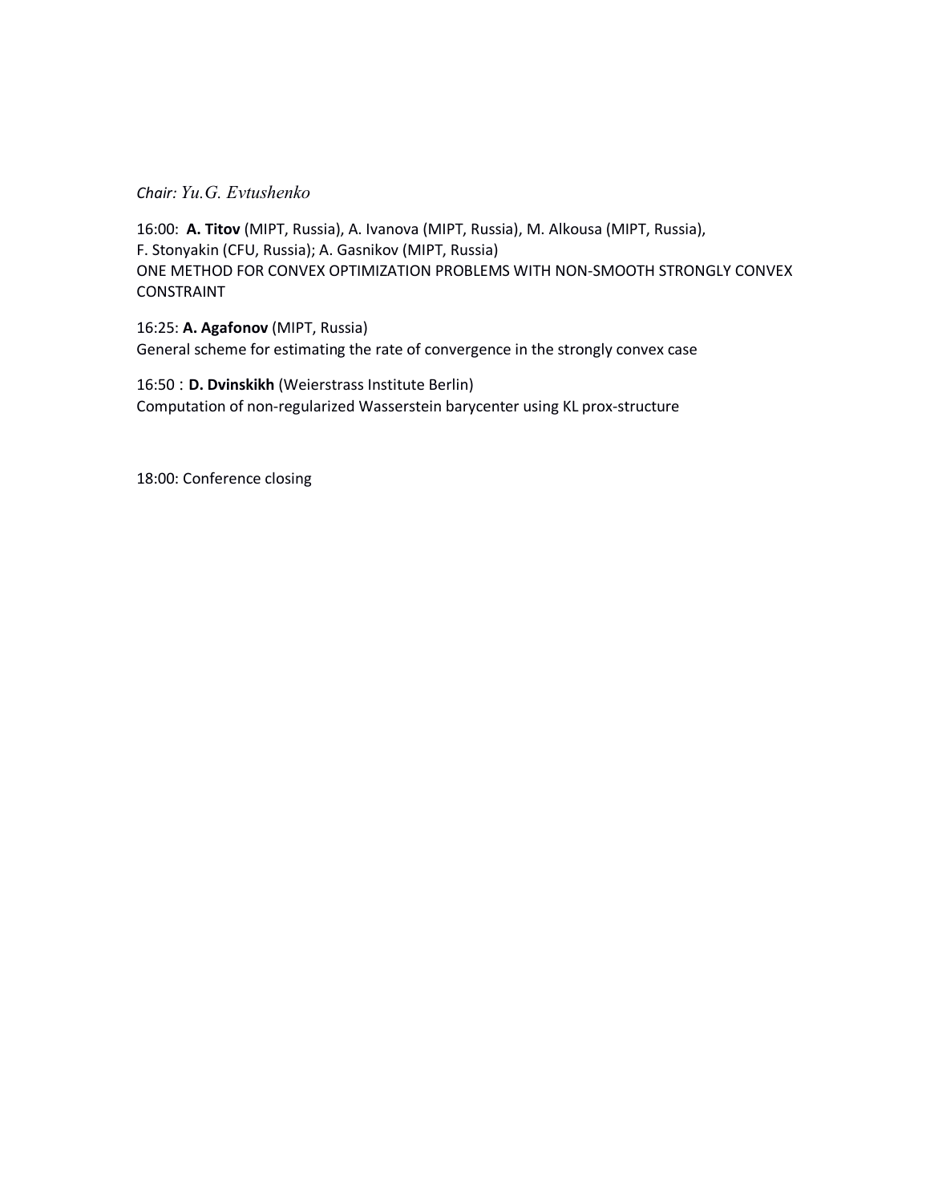*Chair: Yu.G. Evtushenko*

16:00: **A. Titov** (MIPT, Russia), A. Ivanova (MIPT, Russia), M. Alkousa (MIPT, Russia), F. Stonyakin (CFU, Russia); A. Gasnikov (MIPT, Russia)
ONE METHOD FOR CONVEX OPTIMIZATION PROBLEMS WITH NON-SMOOTH STRONGLY CONVEX CONSTRAINT

16:25: **A. Agafonov** (MIPT, Russia)
General scheme for estimating the rate of convergence in the strongly convex case

16:50：**D. Dvinskikh** (Weierstrass Institute Berlin)
Computation of non-regularized Wasserstein barycenter using KL prox-structure

18:00: Conference closing